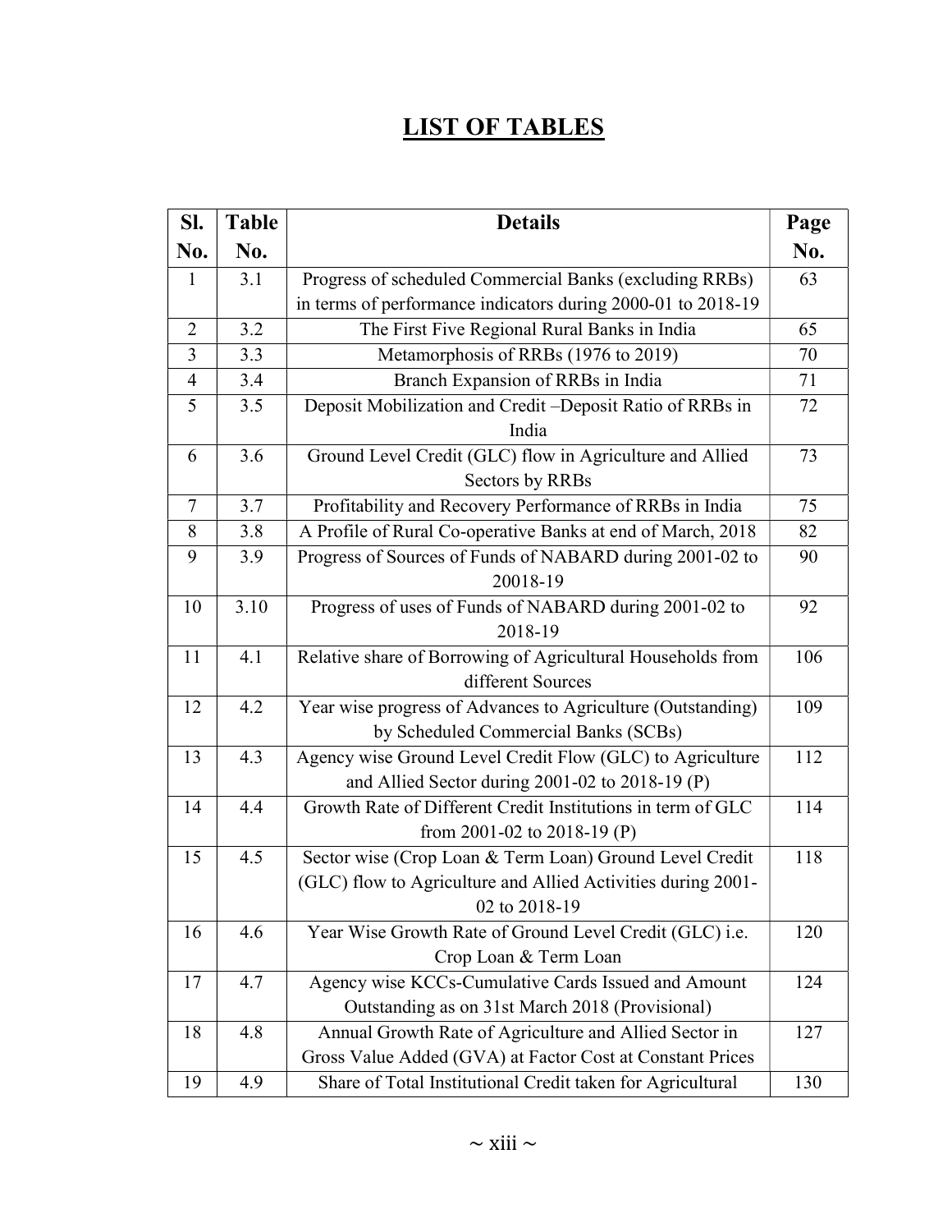# LIST OF TABLES

| Sl. No. | Table No. | Details | Page No. |
|---|---|---|---|
| 1 | 3.1 | Progress of scheduled Commercial Banks (excluding RRBs) in terms of performance indicators during 2000-01 to 2018-19 | 63 |
| 2 | 3.2 | The First Five Regional Rural Banks in India | 65 |
| 3 | 3.3 | Metamorphosis of RRBs (1976 to 2019) | 70 |
| 4 | 3.4 | Branch Expansion of RRBs in India | 71 |
| 5 | 3.5 | Deposit Mobilization and Credit –Deposit Ratio of RRBs in India | 72 |
| 6 | 3.6 | Ground Level Credit (GLC) flow in Agriculture and Allied Sectors by RRBs | 73 |
| 7 | 3.7 | Profitability and Recovery Performance of RRBs in India | 75 |
| 8 | 3.8 | A Profile of Rural Co-operative Banks at end of March, 2018 | 82 |
| 9 | 3.9 | Progress of Sources of Funds of NABARD during 2001-02 to 20018-19 | 90 |
| 10 | 3.10 | Progress of uses of Funds of NABARD during 2001-02 to 2018-19 | 92 |
| 11 | 4.1 | Relative share of Borrowing of Agricultural Households from different Sources | 106 |
| 12 | 4.2 | Year wise progress of Advances to Agriculture (Outstanding) by Scheduled Commercial Banks (SCBs) | 109 |
| 13 | 4.3 | Agency wise Ground Level Credit Flow (GLC) to Agriculture and Allied Sector during 2001-02 to 2018-19 (P) | 112 |
| 14 | 4.4 | Growth Rate of Different Credit Institutions in term of GLC from 2001-02 to 2018-19 (P) | 114 |
| 15 | 4.5 | Sector wise (Crop Loan & Term Loan) Ground Level Credit (GLC) flow to Agriculture and Allied Activities during 2001-02 to 2018-19 | 118 |
| 16 | 4.6 | Year Wise Growth Rate of Ground Level Credit (GLC) i.e. Crop Loan & Term Loan | 120 |
| 17 | 4.7 | Agency wise KCCs-Cumulative Cards Issued and Amount Outstanding as on 31st March 2018 (Provisional) | 124 |
| 18 | 4.8 | Annual Growth Rate of Agriculture and Allied Sector in Gross Value Added (GVA) at Factor Cost at Constant Prices | 127 |
| 19 | 4.9 | Share of Total Institutional Credit taken for Agricultural | 130 |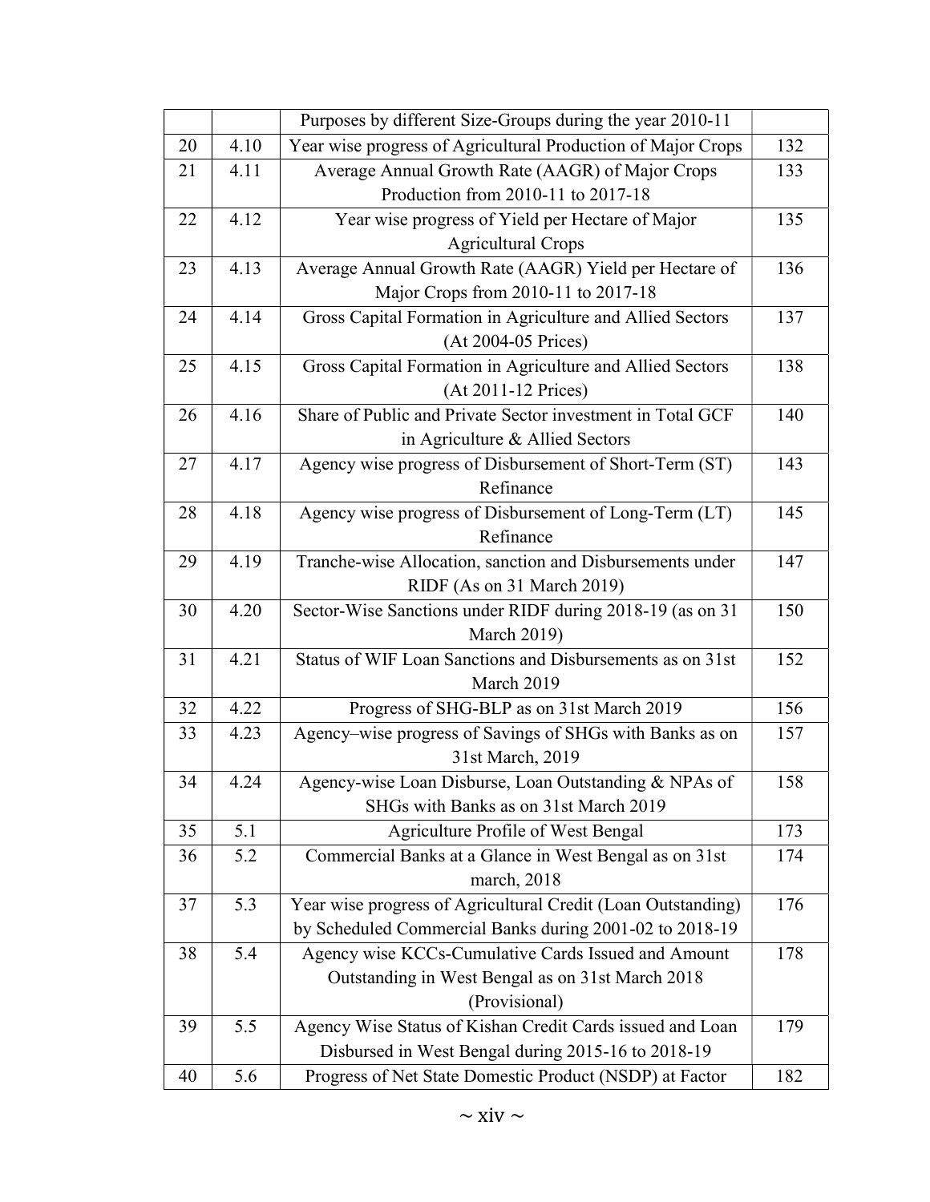| | | | |
|---|---|---|---|
| | | Purposes by different Size-Groups during the year 2010-11 | |
| 20 | 4.10 | Year wise progress of Agricultural Production of Major Crops | 132 |
| 21 | 4.11 | Average Annual Growth Rate (AAGR) of Major Crops Production from 2010-11 to 2017-18 | 133 |
| 22 | 4.12 | Year wise progress of Yield per Hectare of Major Agricultural Crops | 135 |
| 23 | 4.13 | Average Annual Growth Rate (AAGR) Yield per Hectare of Major Crops from 2010-11 to 2017-18 | 136 |
| 24 | 4.14 | Gross Capital Formation in Agriculture and Allied Sectors (At 2004-05 Prices) | 137 |
| 25 | 4.15 | Gross Capital Formation in Agriculture and Allied Sectors (At 2011-12 Prices) | 138 |
| 26 | 4.16 | Share of Public and Private Sector investment in Total GCF in Agriculture & Allied Sectors | 140 |
| 27 | 4.17 | Agency wise progress of Disbursement of Short-Term (ST) Refinance | 143 |
| 28 | 4.18 | Agency wise progress of Disbursement of Long-Term (LT) Refinance | 145 |
| 29 | 4.19 | Tranche-wise Allocation, sanction and Disbursements under RIDF (As on 31 March 2019) | 147 |
| 30 | 4.20 | Sector-Wise Sanctions under RIDF during 2018-19 (as on 31 March 2019) | 150 |
| 31 | 4.21 | Status of WIF Loan Sanctions and Disbursements as on 31st March 2019 | 152 |
| 32 | 4.22 | Progress of SHG-BLP as on 31st March 2019 | 156 |
| 33 | 4.23 | Agency–wise progress of Savings of SHGs with Banks as on 31st March, 2019 | 157 |
| 34 | 4.24 | Agency-wise Loan Disburse, Loan Outstanding & NPAs of SHGs with Banks as on 31st March 2019 | 158 |
| 35 | 5.1 | Agriculture Profile of West Bengal | 173 |
| 36 | 5.2 | Commercial Banks at a Glance in West Bengal as on 31st march, 2018 | 174 |
| 37 | 5.3 | Year wise progress of Agricultural Credit (Loan Outstanding) by Scheduled Commercial Banks during 2001-02 to 2018-19 | 176 |
| 38 | 5.4 | Agency wise KCCs-Cumulative Cards Issued and Amount Outstanding in West Bengal as on 31st March 2018 (Provisional) | 178 |
| 39 | 5.5 | Agency Wise Status of Kishan Credit Cards issued and Loan Disbursed in West Bengal during 2015-16 to 2018-19 | 179 |
| 40 | 5.6 | Progress of Net State Domestic Product (NSDP) at Factor | 182 |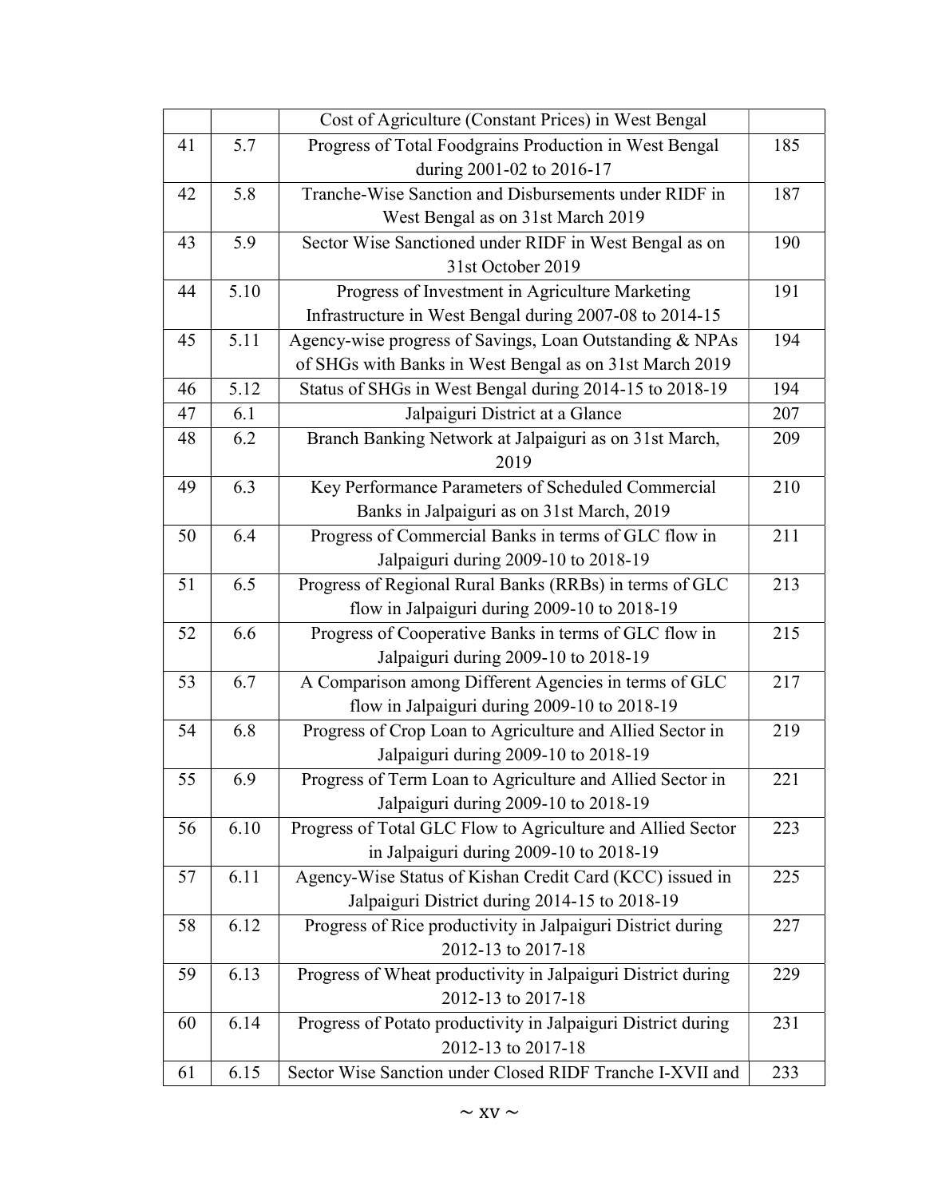| | | | |
|---|---|---|---|
| | | Cost of Agriculture (Constant Prices) in West Bengal | |
| 41 | 5.7 | Progress of Total Foodgrains Production in West Bengal during 2001-02 to 2016-17 | 185 |
| 42 | 5.8 | Tranche-Wise Sanction and Disbursements under RIDF in West Bengal as on 31st March 2019 | 187 |
| 43 | 5.9 | Sector Wise Sanctioned under RIDF in West Bengal as on 31st October 2019 | 190 |
| 44 | 5.10 | Progress of Investment in Agriculture Marketing Infrastructure in West Bengal during 2007-08 to 2014-15 | 191 |
| 45 | 5.11 | Agency-wise progress of Savings, Loan Outstanding & NPAs of SHGs with Banks in West Bengal as on 31st March 2019 | 194 |
| 46 | 5.12 | Status of SHGs in West Bengal during 2014-15 to 2018-19 | 194 |
| 47 | 6.1 | Jalpaiguri District at a Glance | 207 |
| 48 | 6.2 | Branch Banking Network at Jalpaiguri as on 31st March, 2019 | 209 |
| 49 | 6.3 | Key Performance Parameters of Scheduled Commercial Banks in Jalpaiguri as on 31st March, 2019 | 210 |
| 50 | 6.4 | Progress of Commercial Banks in terms of GLC flow in Jalpaiguri during 2009-10 to 2018-19 | 211 |
| 51 | 6.5 | Progress of Regional Rural Banks (RRBs) in terms of GLC flow in Jalpaiguri during 2009-10 to 2018-19 | 213 |
| 52 | 6.6 | Progress of Cooperative Banks in terms of GLC flow in Jalpaiguri during 2009-10 to 2018-19 | 215 |
| 53 | 6.7 | A Comparison among Different Agencies in terms of GLC flow in Jalpaiguri during 2009-10 to 2018-19 | 217 |
| 54 | 6.8 | Progress of Crop Loan to Agriculture and Allied Sector in Jalpaiguri during 2009-10 to 2018-19 | 219 |
| 55 | 6.9 | Progress of Term Loan to Agriculture and Allied Sector in Jalpaiguri during 2009-10 to 2018-19 | 221 |
| 56 | 6.10 | Progress of Total GLC Flow to Agriculture and Allied Sector in Jalpaiguri during 2009-10 to 2018-19 | 223 |
| 57 | 6.11 | Agency-Wise Status of Kishan Credit Card (KCC) issued in Jalpaiguri District during 2014-15 to 2018-19 | 225 |
| 58 | 6.12 | Progress of Rice productivity in Jalpaiguri District during 2012-13 to 2017-18 | 227 |
| 59 | 6.13 | Progress of Wheat productivity in Jalpaiguri District during 2012-13 to 2017-18 | 229 |
| 60 | 6.14 | Progress of Potato productivity in Jalpaiguri District during 2012-13 to 2017-18 | 231 |
| 61 | 6.15 | Sector Wise Sanction under Closed RIDF Tranche I-XVII and | 233 |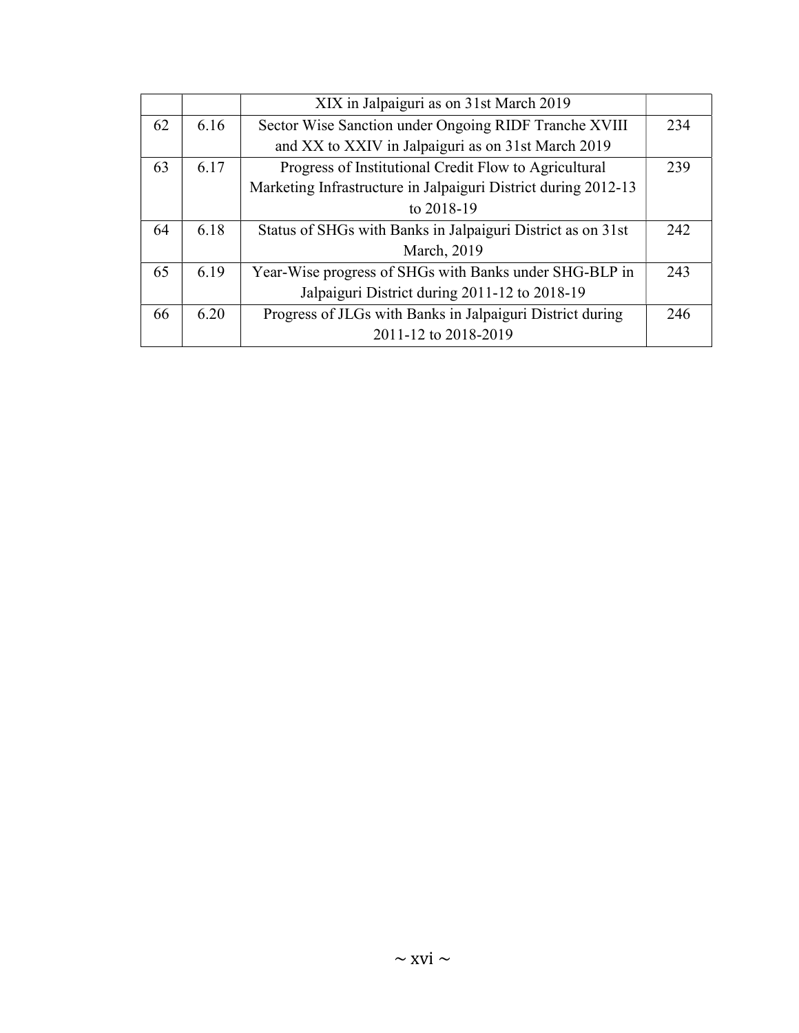| | | | |
|---|---|---|---|
| | | XIX in Jalpaiguri as on 31st March 2019 | |
| 62 | 6.16 | Sector Wise Sanction under Ongoing RIDF Tranche XVIII and XX to XXIV in Jalpaiguri as on 31st March 2019 | 234 |
| 63 | 6.17 | Progress of Institutional Credit Flow to Agricultural Marketing Infrastructure in Jalpaiguri District during 2012-13 to 2018-19 | 239 |
| 64 | 6.18 | Status of SHGs with Banks in Jalpaiguri District as on 31st March, 2019 | 242 |
| 65 | 6.19 | Year-Wise progress of SHGs with Banks under SHG-BLP in Jalpaiguri District during 2011-12 to 2018-19 | 243 |
| 66 | 6.20 | Progress of JLGs with Banks in Jalpaiguri District during 2011-12 to 2018-2019 | 246 |